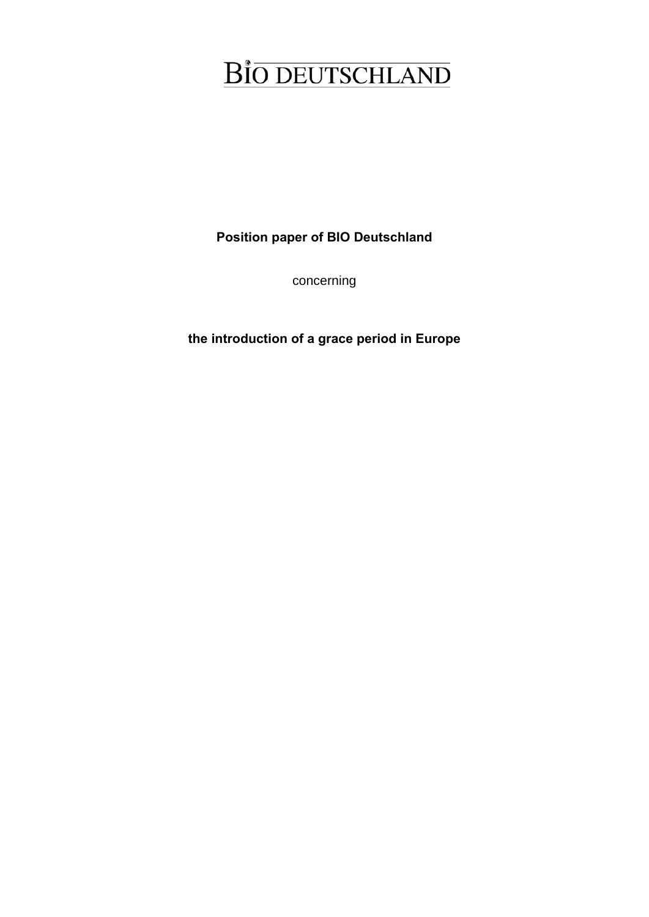# BIO DEUTSCHLAND

**Position paper of BIO Deutschland**

concerning

**the introduction of a grace period in Europe**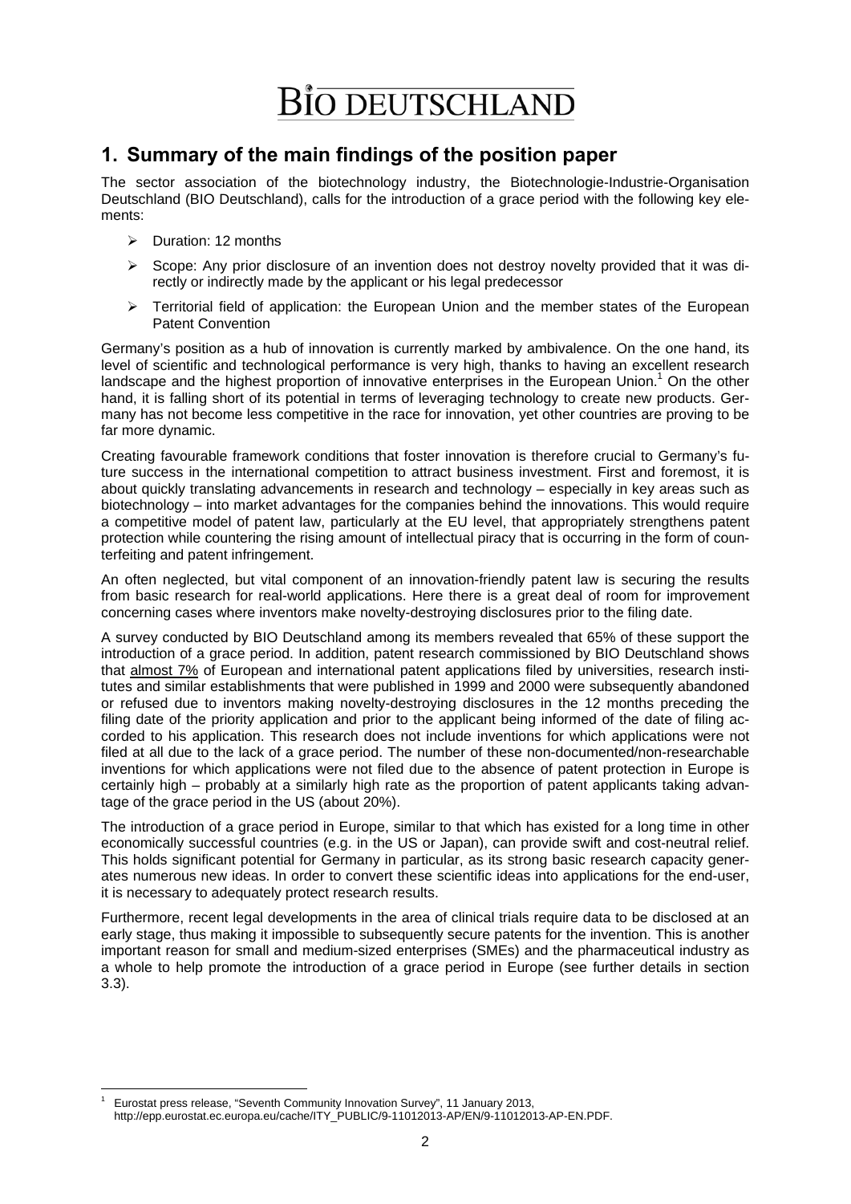## 1. Summary of the main findings of the position paper

The sector association of the biotechnology industry, the Biotechnologie-Industrie-Organisation Deutschland (BIO Deutschland), calls for the introduction of a grace period with the following key elements:

- Duration: 12 months
- Scope: Any prior disclosure of an invention does not destroy novelty provided that it was directly or indirectly made by the applicant or his legal predecessor
- Territorial field of application: the European Union and the member states of the European Patent Convention

Germany's position as a hub of innovation is currently marked by ambivalence. On the one hand, its level of scientific and technological performance is very high, thanks to having an excellent research landscape and the highest proportion of innovative enterprises in the European Union.[1] On the other hand, it is falling short of its potential in terms of leveraging technology to create new products. Germany has not become less competitive in the race for innovation, yet other countries are proving to be far more dynamic.

Creating favourable framework conditions that foster innovation is therefore crucial to Germany's future success in the international competition to attract business investment. First and foremost, it is about quickly translating advancements in research and technology – especially in key areas such as biotechnology – into market advantages for the companies behind the innovations. This would require a competitive model of patent law, particularly at the EU level, that appropriately strengthens patent protection while countering the rising amount of intellectual piracy that is occurring in the form of counterfeiting and patent infringement.

An often neglected, but vital component of an innovation-friendly patent law is securing the results from basic research for real-world applications. Here there is a great deal of room for improvement concerning cases where inventors make novelty-destroying disclosures prior to the filing date.

A survey conducted by BIO Deutschland among its members revealed that 65% of these support the introduction of a grace period. In addition, patent research commissioned by BIO Deutschland shows that almost 7% of European and international patent applications filed by universities, research institutes and similar establishments that were published in 1999 and 2000 were subsequently abandoned or refused due to inventors making novelty-destroying disclosures in the 12 months preceding the filing date of the priority application and prior to the applicant being informed of the date of filing accorded to his application. This research does not include inventions for which applications were not filed at all due to the lack of a grace period. The number of these non-documented/non-researchable inventions for which applications were not filed due to the absence of patent protection in Europe is certainly high – probably at a similarly high rate as the proportion of patent applicants taking advantage of the grace period in the US (about 20%).

The introduction of a grace period in Europe, similar to that which has existed for a long time in other economically successful countries (e.g. in the US or Japan), can provide swift and cost-neutral relief. This holds significant potential for Germany in particular, as its strong basic research capacity generates numerous new ideas. In order to convert these scientific ideas into applications for the end-user, it is necessary to adequately protect research results.

Furthermore, recent legal developments in the area of clinical trials require data to be disclosed at an early stage, thus making it impossible to subsequently secure patents for the invention. This is another important reason for small and medium-sized enterprises (SMEs) and the pharmaceutical industry as a whole to help promote the introduction of a grace period in Europe (see further details in section 3.3).

[1] Eurostat press release, "Seventh Community Innovation Survey", 11 January 2013, http://epp.eurostat.ec.europa.eu/cache/ITY_PUBLIC/9-11012013-AP/EN/9-11012013-AP-EN.PDF.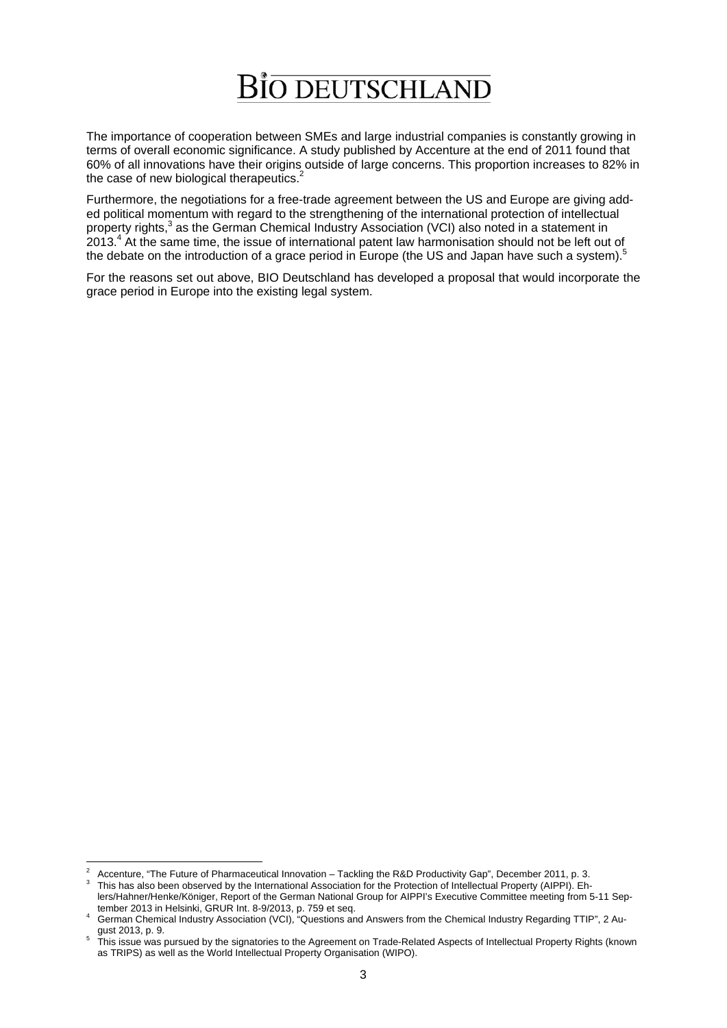The importance of cooperation between SMEs and large industrial companies is constantly growing in terms of overall economic significance. A study published by Accenture at the end of 2011 found that 60% of all innovations have their origins outside of large concerns. This proportion increases to 82% in the case of new biological therapeutics.[2]

Furthermore, the negotiations for a free-trade agreement between the US and Europe are giving added political momentum with regard to the strengthening of the international protection of intellectual property rights,[3] as the German Chemical Industry Association (VCI) also noted in a statement in 2013.[4] At the same time, the issue of international patent law harmonisation should not be left out of the debate on the introduction of a grace period in Europe (the US and Japan have such a system).[5]

For the reasons set out above, BIO Deutschland has developed a proposal that would incorporate the grace period in Europe into the existing legal system.

---

[2] Accenture, "The Future of Pharmaceutical Innovation – Tackling the R&D Productivity Gap", December 2011, p. 3.

[3] This has also been observed by the International Association for the Protection of Intellectual Property (AIPPI). Ehlers/Hahner/Henke/Königer, Report of the German National Group for AIPPI's Executive Committee meeting from 5-11 September 2013 in Helsinki, GRUR Int. 8-9/2013, p. 759 et seq.

[4] German Chemical Industry Association (VCI), "Questions and Answers from the Chemical Industry Regarding TTIP", 2 August 2013, p. 9.

[5] This issue was pursued by the signatories to the Agreement on Trade-Related Aspects of Intellectual Property Rights (known as TRIPS) as well as the World Intellectual Property Organisation (WIPO).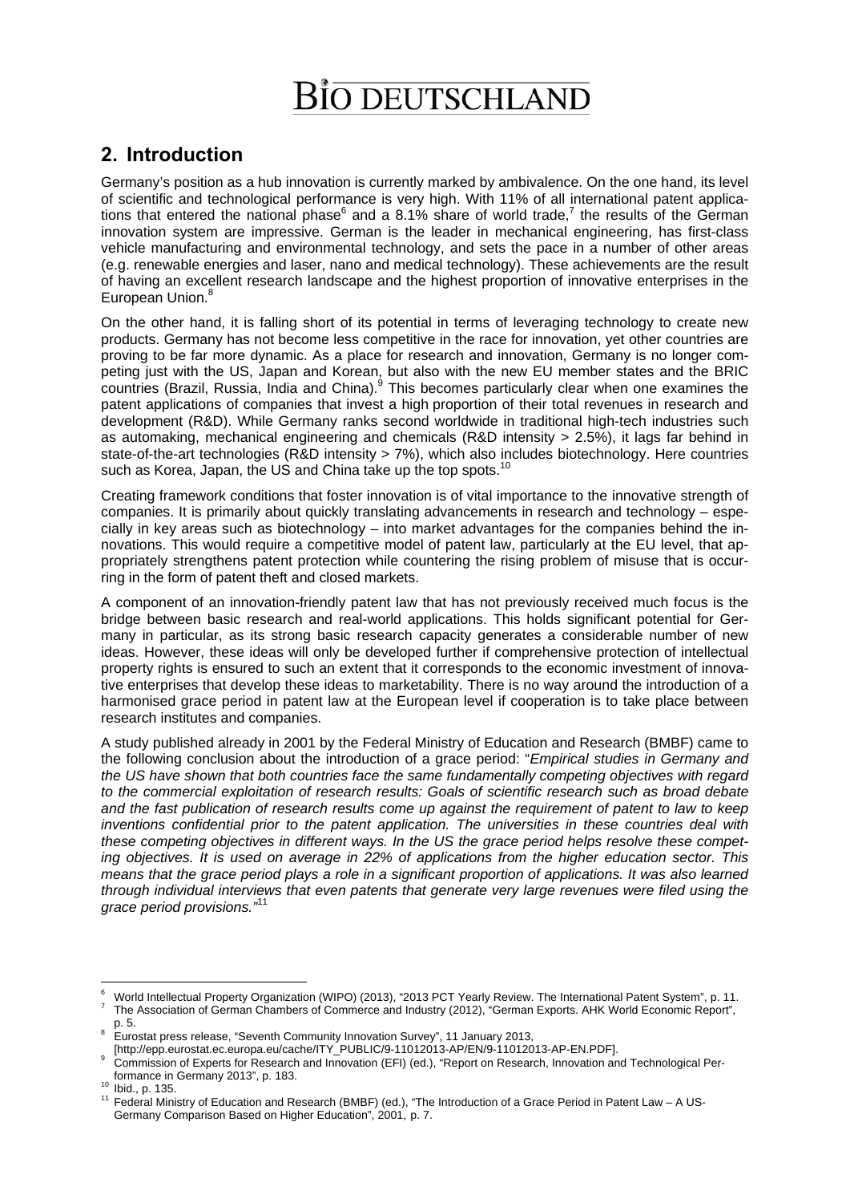## 2. Introduction

Germany's position as a hub innovation is currently marked by ambivalence. On the one hand, its level of scientific and technological performance is very high. With 11% of all international patent applications that entered the national phase[6] and a 8.1% share of world trade,[7] the results of the German innovation system are impressive. German is the leader in mechanical engineering, has first-class vehicle manufacturing and environmental technology, and sets the pace in a number of other areas (e.g. renewable energies and laser, nano and medical technology). These achievements are the result of having an excellent research landscape and the highest proportion of innovative enterprises in the European Union.[8]

On the other hand, it is falling short of its potential in terms of leveraging technology to create new products. Germany has not become less competitive in the race for innovation, yet other countries are proving to be far more dynamic. As a place for research and innovation, Germany is no longer competing just with the US, Japan and Korean, but also with the new EU member states and the BRIC countries (Brazil, Russia, India and China).[9] This becomes particularly clear when one examines the patent applications of companies that invest a high proportion of their total revenues in research and development (R&D). While Germany ranks second worldwide in traditional high-tech industries such as automaking, mechanical engineering and chemicals (R&D intensity > 2.5%), it lags far behind in state-of-the-art technologies (R&D intensity > 7%), which also includes biotechnology. Here countries such as Korea, Japan, the US and China take up the top spots.[10]

Creating framework conditions that foster innovation is of vital importance to the innovative strength of companies. It is primarily about quickly translating advancements in research and technology – especially in key areas such as biotechnology – into market advantages for the companies behind the innovations. This would require a competitive model of patent law, particularly at the EU level, that appropriately strengthens patent protection while countering the rising problem of misuse that is occurring in the form of patent theft and closed markets.

A component of an innovation-friendly patent law that has not previously received much focus is the bridge between basic research and real-world applications. This holds significant potential for Germany in particular, as its strong basic research capacity generates a considerable number of new ideas. However, these ideas will only be developed further if comprehensive protection of intellectual property rights is ensured to such an extent that it corresponds to the economic investment of innovative enterprises that develop these ideas to marketability. There is no way around the introduction of a harmonised grace period in patent law at the European level if cooperation is to take place between research institutes and companies.

A study published already in 2001 by the Federal Ministry of Education and Research (BMBF) came to the following conclusion about the introduction of a grace period: "*Empirical studies in Germany and the US have shown that both countries face the same fundamentally competing objectives with regard to the commercial exploitation of research results: Goals of scientific research such as broad debate and the fast publication of research results come up against the requirement of patent to law to keep inventions confidential prior to the patent application. The universities in these countries deal with these competing objectives in different ways. In the US the grace period helps resolve these competing objectives. It is used on average in 22% of applications from the higher education sector. This means that the grace period plays a role in a significant proportion of applications. It was also learned through individual interviews that even patents that generate very large revenues were filed using the grace period provisions.*"[11]

---

[6] World Intellectual Property Organization (WIPO) (2013), "2013 PCT Yearly Review. The International Patent System", p. 11.

[7] The Association of German Chambers of Commerce and Industry (2012), "German Exports. AHK World Economic Report", p. 5.

[8] Eurostat press release, "Seventh Community Innovation Survey", 11 January 2013, [http://epp.eurostat.ec.europa.eu/cache/ITY_PUBLIC/9-11012013-AP/EN/9-11012013-AP-EN.PDF].

[9] Commission of Experts for Research and Innovation (EFI) (ed.), "Report on Research, Innovation and Technological Performance in Germany 2013", p. 183.

[10] Ibid., p. 135.

[11] Federal Ministry of Education and Research (BMBF) (ed.), "The Introduction of a Grace Period in Patent Law – A US-Germany Comparison Based on Higher Education", 2001, p. 7.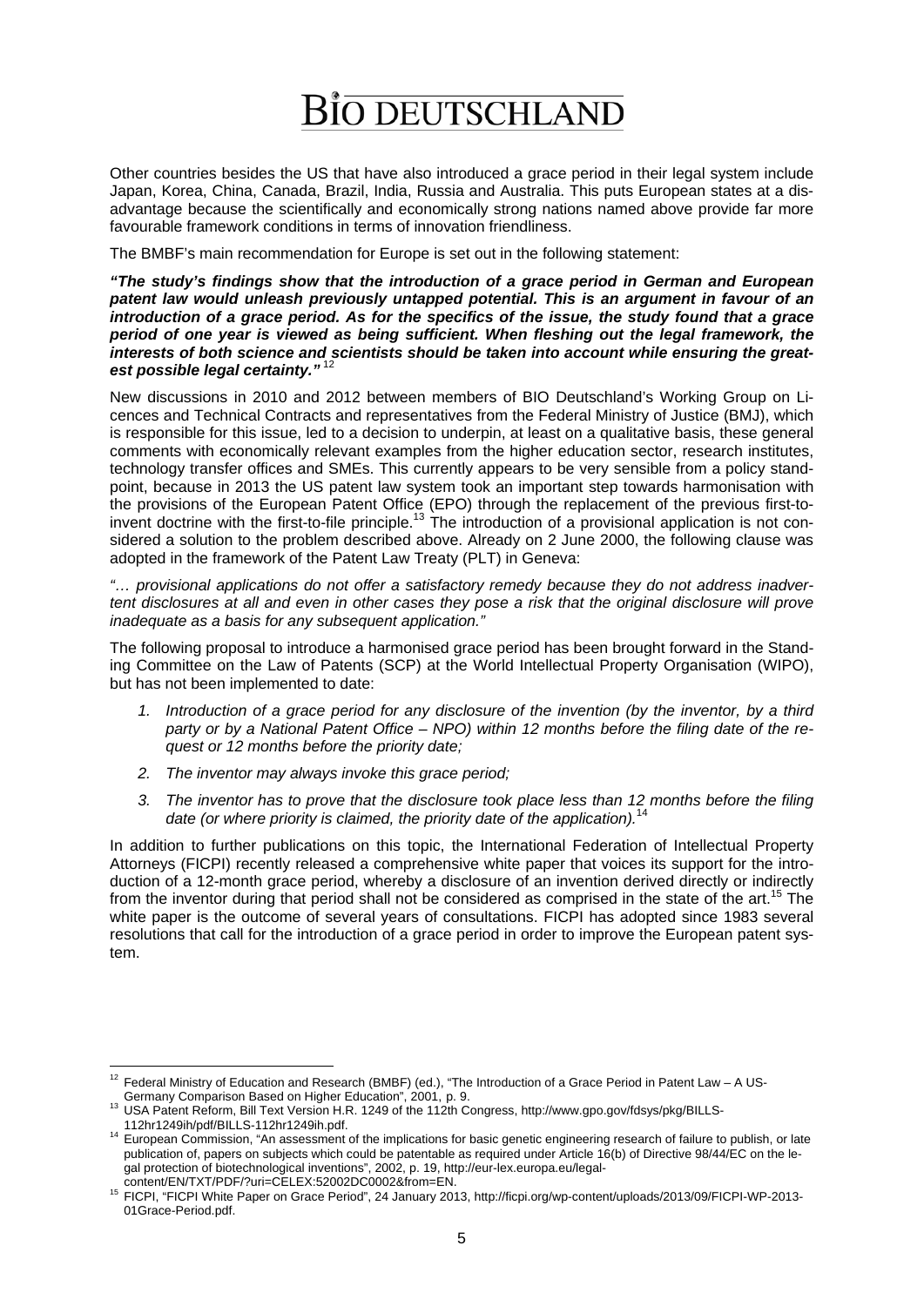Other countries besides the US that have also introduced a grace period in their legal system include Japan, Korea, China, Canada, Brazil, India, Russia and Australia. This puts European states at a disadvantage because the scientifically and economically strong nations named above provide far more favourable framework conditions in terms of innovation friendliness.

The BMBF's main recommendation for Europe is set out in the following statement:

***"The study's findings show that the introduction of a grace period in German and European patent law would unleash previously untapped potential. This is an argument in favour of an introduction of a grace period. As for the specifics of the issue, the study found that a grace period of one year is viewed as being sufficient. When fleshing out the legal framework, the interests of both science and scientists should be taken into account while ensuring the greatest possible legal certainty."*** [12]

New discussions in 2010 and 2012 between members of BIO Deutschland's Working Group on Licences and Technical Contracts and representatives from the Federal Ministry of Justice (BMJ), which is responsible for this issue, led to a decision to underpin, at least on a qualitative basis, these general comments with economically relevant examples from the higher education sector, research institutes, technology transfer offices and SMEs. This currently appears to be very sensible from a policy standpoint, because in 2013 the US patent law system took an important step towards harmonisation with the provisions of the European Patent Office (EPO) through the replacement of the previous first-to-invent doctrine with the first-to-file principle.[13] The introduction of a provisional application is not considered a solution to the problem described above. Already on 2 June 2000, the following clause was adopted in the framework of the Patent Law Treaty (PLT) in Geneva:

*"… provisional applications do not offer a satisfactory remedy because they do not address inadvertent disclosures at all and even in other cases they pose a risk that the original disclosure will prove inadequate as a basis for any subsequent application."*

The following proposal to introduce a harmonised grace period has been brought forward in the Standing Committee on the Law of Patents (SCP) at the World Intellectual Property Organisation (WIPO), but has not been implemented to date:

1. *Introduction of a grace period for any disclosure of the invention (by the inventor, by a third party or by a National Patent Office – NPO) within 12 months before the filing date of the request or 12 months before the priority date;*
2. *The inventor may always invoke this grace period;*
3. *The inventor has to prove that the disclosure took place less than 12 months before the filing date (or where priority is claimed, the priority date of the application).*[14]

In addition to further publications on this topic, the International Federation of Intellectual Property Attorneys (FICPI) recently released a comprehensive white paper that voices its support for the introduction of a 12-month grace period, whereby a disclosure of an invention derived directly or indirectly from the inventor during that period shall not be considered as comprised in the state of the art.[15] The white paper is the outcome of several years of consultations. FICPI has adopted since 1983 several resolutions that call for the introduction of a grace period in order to improve the European patent system.

---

[12] Federal Ministry of Education and Research (BMBF) (ed.), "The Introduction of a Grace Period in Patent Law – A US-Germany Comparison Based on Higher Education", 2001, p. 9.

[13] USA Patent Reform, Bill Text Version H.R. 1249 of the 112th Congress, http://www.gpo.gov/fdsys/pkg/BILLS-112hr1249ih/pdf/BILLS-112hr1249ih.pdf.

[14] European Commission, "An assessment of the implications for basic genetic engineering research of failure to publish, or late publication of, papers on subjects which could be patentable as required under Article 16(b) of Directive 98/44/EC on the legal protection of biotechnological inventions", 2002, p. 19, http://eur-lex.europa.eu/legal-content/EN/TXT/PDF/?uri=CELEX:52002DC0002&from=EN.

[15] FICPI, "FICPI White Paper on Grace Period", 24 January 2013, http://ficpi.org/wp-content/uploads/2013/09/FICPI-WP-2013-01Grace-Period.pdf.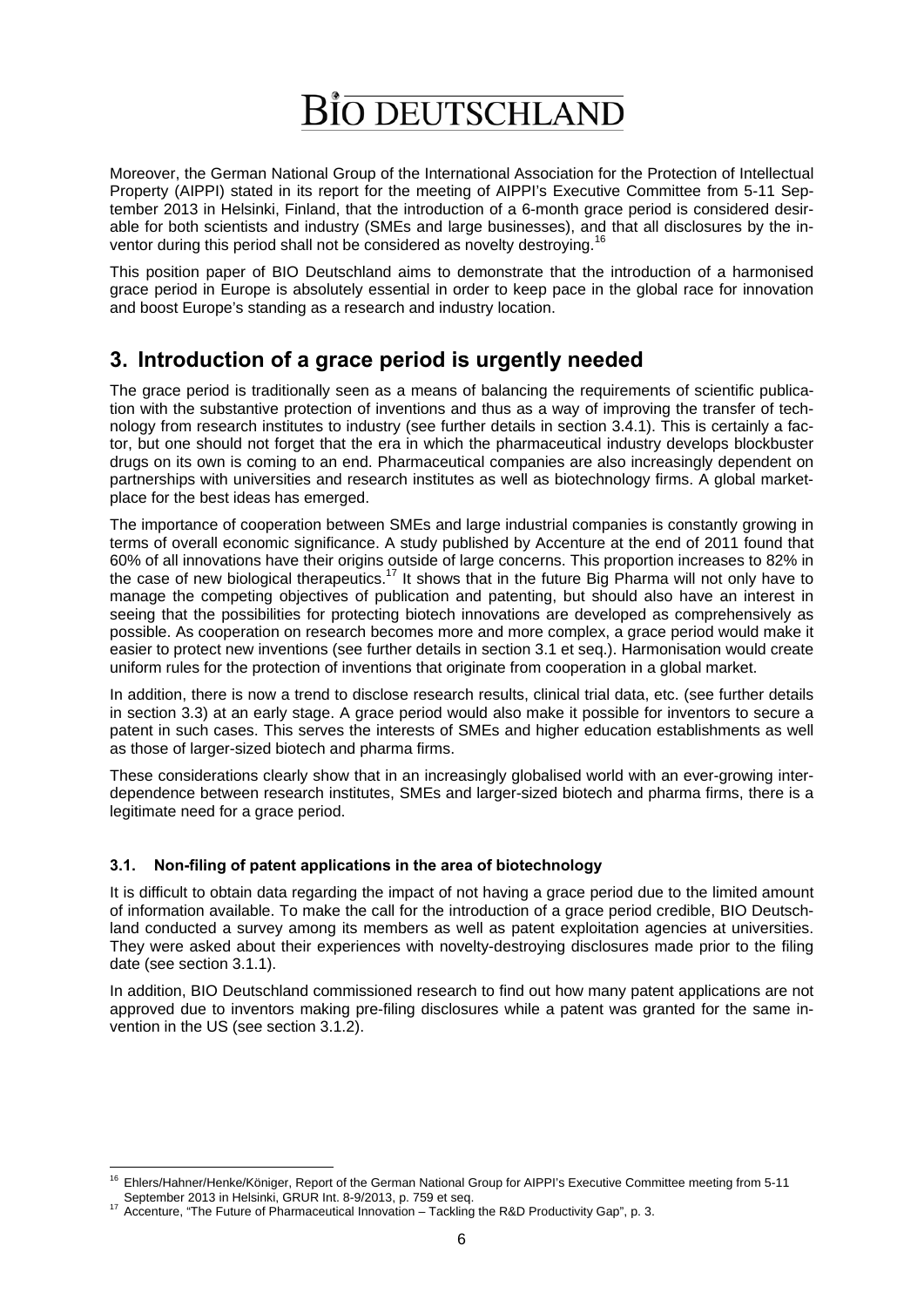Moreover, the German National Group of the International Association for the Protection of Intellectual Property (AIPPI) stated in its report for the meeting of AIPPI's Executive Committee from 5-11 September 2013 in Helsinki, Finland, that the introduction of a 6-month grace period is considered desirable for both scientists and industry (SMEs and large businesses), and that all disclosures by the inventor during this period shall not be considered as novelty destroying.[16]

This position paper of BIO Deutschland aims to demonstrate that the introduction of a harmonised grace period in Europe is absolutely essential in order to keep pace in the global race for innovation and boost Europe's standing as a research and industry location.

## 3. Introduction of a grace period is urgently needed

The grace period is traditionally seen as a means of balancing the requirements of scientific publication with the substantive protection of inventions and thus as a way of improving the transfer of technology from research institutes to industry (see further details in section 3.4.1). This is certainly a factor, but one should not forget that the era in which the pharmaceutical industry develops blockbuster drugs on its own is coming to an end. Pharmaceutical companies are also increasingly dependent on partnerships with universities and research institutes as well as biotechnology firms. A global marketplace for the best ideas has emerged.

The importance of cooperation between SMEs and large industrial companies is constantly growing in terms of overall economic significance. A study published by Accenture at the end of 2011 found that 60% of all innovations have their origins outside of large concerns. This proportion increases to 82% in the case of new biological therapeutics.[17] It shows that in the future Big Pharma will not only have to manage the competing objectives of publication and patenting, but should also have an interest in seeing that the possibilities for protecting biotech innovations are developed as comprehensively as possible. As cooperation on research becomes more and more complex, a grace period would make it easier to protect new inventions (see further details in section 3.1 et seq.). Harmonisation would create uniform rules for the protection of inventions that originate from cooperation in a global market.

In addition, there is now a trend to disclose research results, clinical trial data, etc. (see further details in section 3.3) at an early stage. A grace period would also make it possible for inventors to secure a patent in such cases. This serves the interests of SMEs and higher education establishments as well as those of larger-sized biotech and pharma firms.

These considerations clearly show that in an increasingly globalised world with an ever-growing interdependence between research institutes, SMEs and larger-sized biotech and pharma firms, there is a legitimate need for a grace period.

### 3.1. Non-filing of patent applications in the area of biotechnology

It is difficult to obtain data regarding the impact of not having a grace period due to the limited amount of information available. To make the call for the introduction of a grace period credible, BIO Deutschland conducted a survey among its members as well as patent exploitation agencies at universities. They were asked about their experiences with novelty-destroying disclosures made prior to the filing date (see section 3.1.1).

In addition, BIO Deutschland commissioned research to find out how many patent applications are not approved due to inventors making pre-filing disclosures while a patent was granted for the same invention in the US (see section 3.1.2).

---

[16] Ehlers/Hahner/Henke/Königer, Report of the German National Group for AIPPI's Executive Committee meeting from 5-11 September 2013 in Helsinki, GRUR Int. 8-9/2013, p. 759 et seq.

[17] Accenture, "The Future of Pharmaceutical Innovation – Tackling the R&D Productivity Gap", p. 3.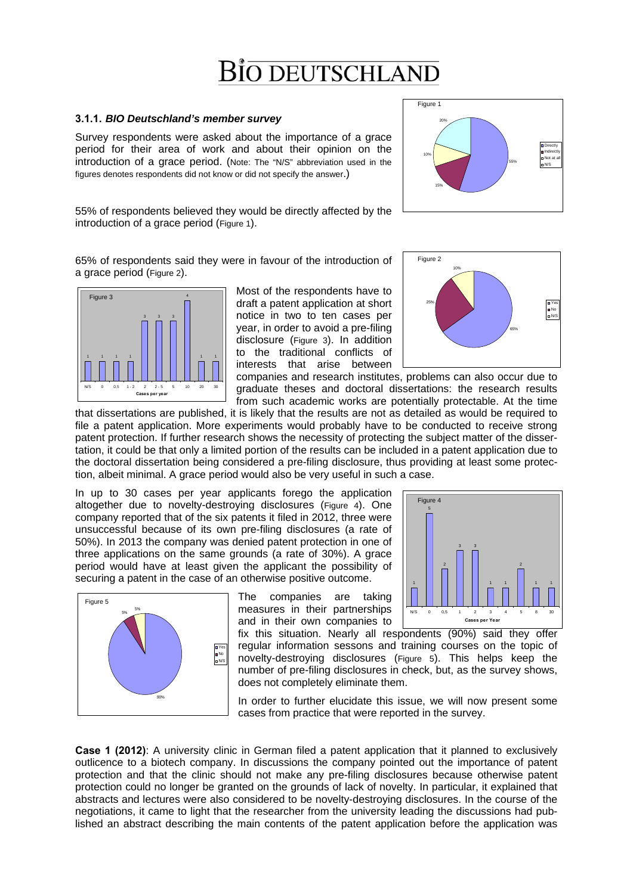### 3.1.1. *BIO Deutschland's member survey*

Survey respondents were asked about the importance of a grace period for their area of work and about their opinion on the introduction of a grace period. (Note: The "N/S" abbreviation used in the figures denotes respondents did not know or did not specify the answer.)

55% of respondents believed they would be directly affected by the introduction of a grace period (Figure 1).

65% of respondents said they were in favour of the introduction of a grace period (Figure 2).

Most of the respondents have to draft a patent application at short notice in two to ten cases per year, in order to avoid a pre-filing disclosure (Figure 3). In addition to the traditional conflicts of interests that arise between companies and research institutes, problems can also occur due to graduate theses and doctoral dissertations: the research results from such academic works are potentially protectable. At the time that dissertations are published, it is likely that the results are not as detailed as would be required to file a patent application. More experiments would probably have to be conducted to receive strong patent protection. If further research shows the necessity of protecting the subject matter of the dissertation, it could be that only a limited portion of the results can be included in a patent application due to the doctoral dissertation being considered a pre-filing disclosure, thus providing at least some protection, albeit minimal. A grace period would also be very useful in such a case.

In up to 30 cases per year applicants forego the application altogether due to novelty-destroying disclosures (Figure 4). One company reported that of the six patents it filed in 2012, three were unsuccessful because of its own pre-filing disclosures (a rate of 50%). In 2013 the company was denied patent protection in one of three applications on the same grounds (a rate of 30%). A grace period would have at least given the applicant the possibility of securing a patent in the case of an otherwise positive outcome.

The companies are taking measures in their partnerships and in their own companies to fix this situation. Nearly all respondents (90%) said they offer regular information sessons and training courses on the topic of novelty-destroying disclosures (Figure 5). This helps keep the number of pre-filing disclosures in check, but, as the survey shows, does not completely eliminate them.

In order to further elucidate this issue, we will now present some cases from practice that were reported in the survey.

**Case 1 (2012)**: A university clinic in German filed a patent application that it planned to exclusively outlicence to a biotech company. In discussions the company pointed out the importance of patent protection and that the clinic should not make any pre-filing disclosures because otherwise patent protection could no longer be granted on the grounds of lack of novelty. In particular, it explained that abstracts and lectures were also considered to be novelty-destroying disclosures. In the course of the negotiations, it came to light that the researcher from the university leading the discussions had published an abstract describing the main contents of the patent application before the application was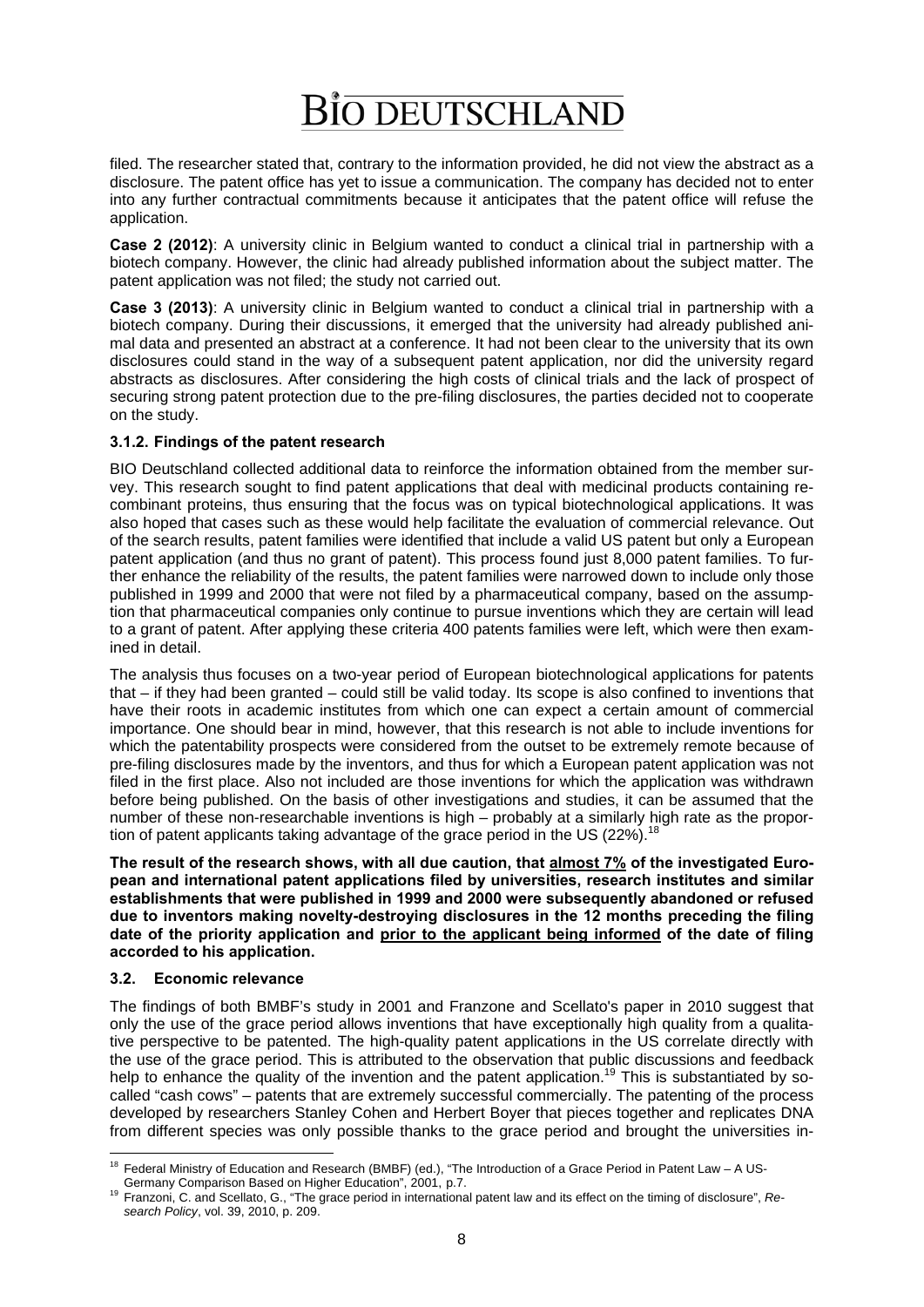filed. The researcher stated that, contrary to the information provided, he did not view the abstract as a disclosure. The patent office has yet to issue a communication. The company has decided not to enter into any further contractual commitments because it anticipates that the patent office will refuse the application.

**Case 2 (2012)**: A university clinic in Belgium wanted to conduct a clinical trial in partnership with a biotech company. However, the clinic had already published information about the subject matter. The patent application was not filed; the study not carried out.

**Case 3 (2013)**: A university clinic in Belgium wanted to conduct a clinical trial in partnership with a biotech company. During their discussions, it emerged that the university had already published animal data and presented an abstract at a conference. It had not been clear to the university that its own disclosures could stand in the way of a subsequent patent application, nor did the university regard abstracts as disclosures. After considering the high costs of clinical trials and the lack of prospect of securing strong patent protection due to the pre-filing disclosures, the parties decided not to cooperate on the study.

### 3.1.2. Findings of the patent research

BIO Deutschland collected additional data to reinforce the information obtained from the member survey. This research sought to find patent applications that deal with medicinal products containing recombinant proteins, thus ensuring that the focus was on typical biotechnological applications. It was also hoped that cases such as these would help facilitate the evaluation of commercial relevance. Out of the search results, patent families were identified that include a valid US patent but only a European patent application (and thus no grant of patent). This process found just 8,000 patent families. To further enhance the reliability of the results, the patent families were narrowed down to include only those published in 1999 and 2000 that were not filed by a pharmaceutical company, based on the assumption that pharmaceutical companies only continue to pursue inventions which they are certain will lead to a grant of patent. After applying these criteria 400 patents families were left, which were then examined in detail.

The analysis thus focuses on a two-year period of European biotechnological applications for patents that – if they had been granted – could still be valid today. Its scope is also confined to inventions that have their roots in academic institutes from which one can expect a certain amount of commercial importance. One should bear in mind, however, that this research is not able to include inventions for which the patentability prospects were considered from the outset to be extremely remote because of pre-filing disclosures made by the inventors, and thus for which a European patent application was not filed in the first place. Also not included are those inventions for which the application was withdrawn before being published. On the basis of other investigations and studies, it can be assumed that the number of these non-researchable inventions is high – probably at a similarly high rate as the proportion of patent applicants taking advantage of the grace period in the US (22%).[18]

**The result of the research shows, with all due caution, that <u>almost 7%</u> of the investigated European and international patent applications filed by universities, research institutes and similar establishments that were published in 1999 and 2000 were subsequently abandoned or refused due to inventors making novelty-destroying disclosures in the 12 months preceding the filing date of the priority application and <u>prior to the applicant being informed</u> of the date of filing accorded to his application.**

## 3.2. Economic relevance

The findings of both BMBF's study in 2001 and Franzone and Scellato's paper in 2010 suggest that only the use of the grace period allows inventions that have exceptionally high quality from a qualitative perspective to be patented. The high-quality patent applications in the US correlate directly with the use of the grace period. This is attributed to the observation that public discussions and feedback help to enhance the quality of the invention and the patent application.[19] This is substantiated by so-called "cash cows" – patents that are extremely successful commercially. The patenting of the process developed by researchers Stanley Cohen and Herbert Boyer that pieces together and replicates DNA from different species was only possible thanks to the grace period and brought the universities in-

---

[18] Federal Ministry of Education and Research (BMBF) (ed.), "The Introduction of a Grace Period in Patent Law – A US-Germany Comparison Based on Higher Education", 2001, p.7.

[19] Franzoni, C. and Scellato, G., "The grace period in international patent law and its effect on the timing of disclosure", *Research Policy*, vol. 39, 2010, p. 209.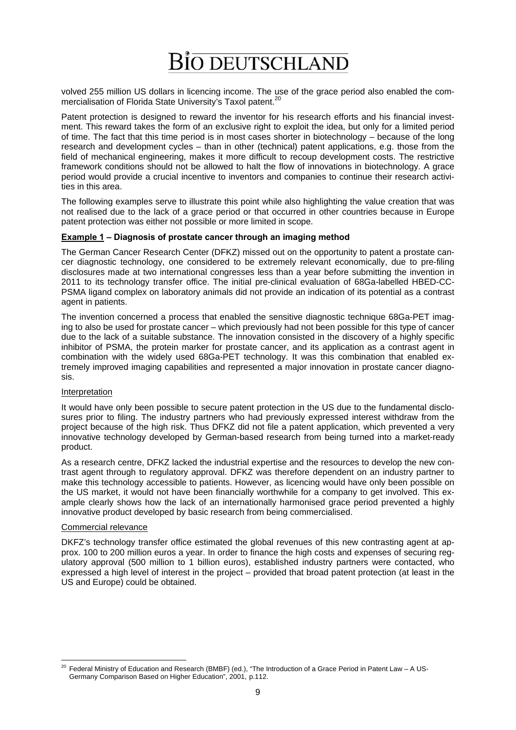volved 255 million US dollars in licencing income. The use of the grace period also enabled the commercialisation of Florida State University's Taxol patent.[20]

Patent protection is designed to reward the inventor for his research efforts and his financial investment. This reward takes the form of an exclusive right to exploit the idea, but only for a limited period of time. The fact that this time period is in most cases shorter in biotechnology – because of the long research and development cycles – than in other (technical) patent applications, e.g. those from the field of mechanical engineering, makes it more difficult to recoup development costs. The restrictive framework conditions should not be allowed to halt the flow of innovations in biotechnology. A grace period would provide a crucial incentive to inventors and companies to continue their research activities in this area.

The following examples serve to illustrate this point while also highlighting the value creation that was not realised due to the lack of a grace period or that occurred in other countries because in Europe patent protection was either not possible or more limited in scope.

**Example 1 – Diagnosis of prostate cancer through an imaging method**

The German Cancer Research Center (DFKZ) missed out on the opportunity to patent a prostate cancer diagnostic technology, one considered to be extremely relevant economically, due to pre-filing disclosures made at two international congresses less than a year before submitting the invention in 2011 to its technology transfer office. The initial pre-clinical evaluation of 68Ga-labelled HBED-CC-PSMA ligand complex on laboratory animals did not provide an indication of its potential as a contrast agent in patients.

The invention concerned a process that enabled the sensitive diagnostic technique 68Ga-PET imaging to also be used for prostate cancer – which previously had not been possible for this type of cancer due to the lack of a suitable substance. The innovation consisted in the discovery of a highly specific inhibitor of PSMA, the protein marker for prostate cancer, and its application as a contrast agent in combination with the widely used 68Ga-PET technology. It was this combination that enabled extremely improved imaging capabilities and represented a major innovation in prostate cancer diagnosis.

Interpretation

It would have only been possible to secure patent protection in the US due to the fundamental disclosures prior to filing. The industry partners who had previously expressed interest withdraw from the project because of the high risk. Thus DFKZ did not file a patent application, which prevented a very innovative technology developed by German-based research from being turned into a market-ready product.

As a research centre, DFKZ lacked the industrial expertise and the resources to develop the new contrast agent through to regulatory approval. DFKZ was therefore dependent on an industry partner to make this technology accessible to patients. However, as licencing would have only been possible on the US market, it would not have been financially worthwhile for a company to get involved. This example clearly shows how the lack of an internationally harmonised grace period prevented a highly innovative product developed by basic research from being commercialised.

Commercial relevance

DKFZ's technology transfer office estimated the global revenues of this new contrasting agent at approx. 100 to 200 million euros a year. In order to finance the high costs and expenses of securing regulatory approval (500 million to 1 billion euros), established industry partners were contacted, who expressed a high level of interest in the project – provided that broad patent protection (at least in the US and Europe) could be obtained.

---

[20] Federal Ministry of Education and Research (BMBF) (ed.), "The Introduction of a Grace Period in Patent Law – A US-Germany Comparison Based on Higher Education", 2001, p.112.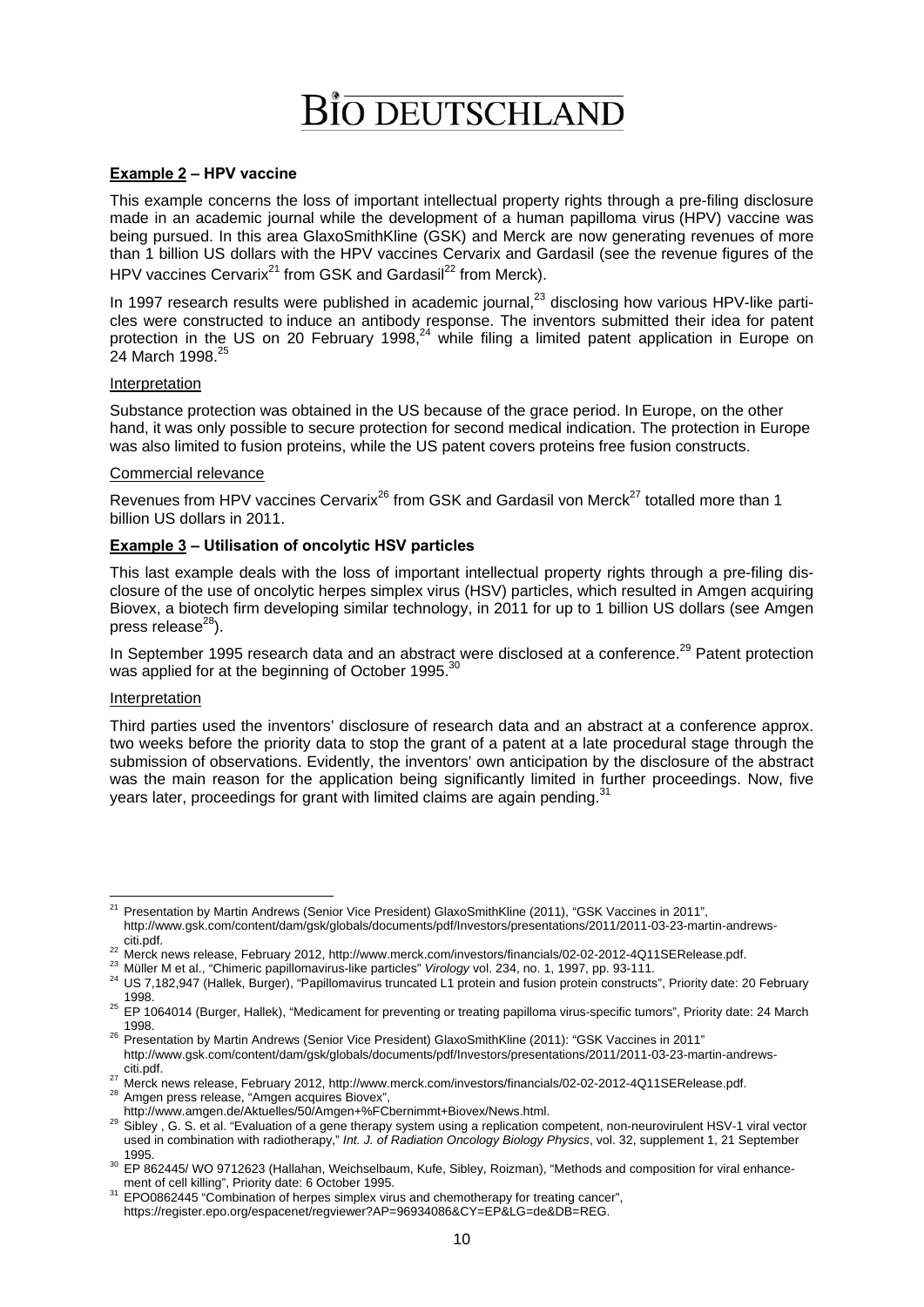**Example 2 – HPV vaccine**

This example concerns the loss of important intellectual property rights through a pre-filing disclosure made in an academic journal while the development of a human papilloma virus (HPV) vaccine was being pursued. In this area GlaxoSmithKline (GSK) and Merck are now generating revenues of more than 1 billion US dollars with the HPV vaccines Cervarix and Gardasil (see the revenue figures of the HPV vaccines Cervarix[21] from GSK and Gardasil[22] from Merck).

In 1997 research results were published in academic journal,[23] disclosing how various HPV-like particles were constructed to induce an antibody response. The inventors submitted their idea for patent protection in the US on 20 February 1998,[24] while filing a limited patent application in Europe on 24 March 1998.[25]

Interpretation

Substance protection was obtained in the US because of the grace period. In Europe, on the other hand, it was only possible to secure protection for second medical indication. The protection in Europe was also limited to fusion proteins, while the US patent covers proteins free fusion constructs.

Commercial relevance

Revenues from HPV vaccines Cervarix[26] from GSK and Gardasil von Merck[27] totalled more than 1 billion US dollars in 2011.

**Example 3 – Utilisation of oncolytic HSV particles**

This last example deals with the loss of important intellectual property rights through a pre-filing disclosure of the use of oncolytic herpes simplex virus (HSV) particles, which resulted in Amgen acquiring Biovex, a biotech firm developing similar technology, in 2011 for up to 1 billion US dollars (see Amgen press release[28]).

In September 1995 research data and an abstract were disclosed at a conference.[29] Patent protection was applied for at the beginning of October 1995.[30]

Interpretation

Third parties used the inventors' disclosure of research data and an abstract at a conference approx. two weeks before the priority data to stop the grant of a patent at a late procedural stage through the submission of observations. Evidently, the inventors' own anticipation by the disclosure of the abstract was the main reason for the application being significantly limited in further proceedings. Now, five years later, proceedings for grant with limited claims are again pending.[31]

---

[21] Presentation by Martin Andrews (Senior Vice President) GlaxoSmithKline (2011), "GSK Vaccines in 2011", http://www.gsk.com/content/dam/gsk/globals/documents/pdf/Investors/presentations/2011/2011-03-23-martin-andrews-citi.pdf.

[22] Merck news release, February 2012, http://www.merck.com/investors/financials/02-02-2012-4Q11SERelease.pdf.

[23] Müller M et al., "Chimeric papillomavirus-like particles" *Virology* vol. 234, no. 1, 1997, pp. 93-111.

[24] US 7,182,947 (Hallek, Burger), "Papillomavirus truncated L1 protein and fusion protein constructs", Priority date: 20 February 1998.

[25] EP 1064014 (Burger, Hallek), "Medicament for preventing or treating papilloma virus-specific tumors", Priority date: 24 March 1998.

[26] Presentation by Martin Andrews (Senior Vice President) GlaxoSmithKline (2011): "GSK Vaccines in 2011" http://www.gsk.com/content/dam/gsk/globals/documents/pdf/Investors/presentations/2011/2011-03-23-martin-andrews-citi.pdf.

[27] Merck news release, February 2012, http://www.merck.com/investors/financials/02-02-2012-4Q11SERelease.pdf.

[28] Amgen press release, "Amgen acquires Biovex", http://www.amgen.de/Aktuelles/50/Amgen+%FCbernimmt+Biovex/News.html.

[29] Sibley , G. S. et al. "Evaluation of a gene therapy system using a replication competent, non-neurovirulent HSV-1 viral vector used in combination with radiotherapy," *Int. J. of Radiation Oncology Biology Physics*, vol. 32, supplement 1, 21 September 1995.

[30] EP 862445/ WO 9712623 (Hallahan, Weichselbaum, Kufe, Sibley, Roizman), "Methods and composition for viral enhancement of cell killing", Priority date: 6 October 1995.

[31] EPO0862445 "Combination of herpes simplex virus and chemotherapy for treating cancer", https://register.epo.org/espacenet/regviewer?AP=96934086&CY=EP&LG=de&DB=REG.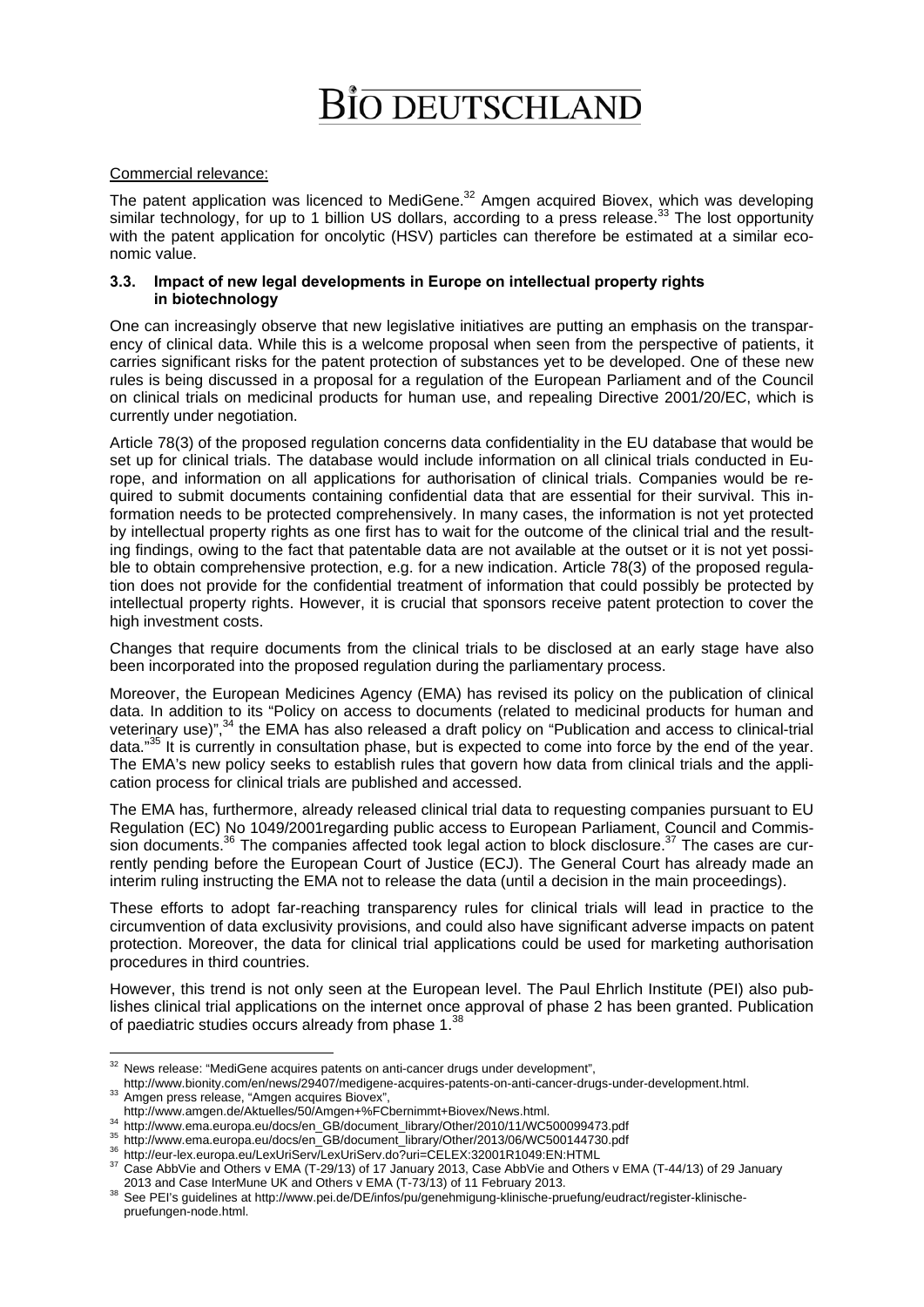Commercial relevance:

The patent application was licenced to MediGene.[32] Amgen acquired Biovex, which was developing similar technology, for up to 1 billion US dollars, according to a press release.[33] The lost opportunity with the patent application for oncolytic (HSV) particles can therefore be estimated at a similar economic value.

### 3.3. Impact of new legal developments in Europe on intellectual property rights in biotechnology

One can increasingly observe that new legislative initiatives are putting an emphasis on the transparency of clinical data. While this is a welcome proposal when seen from the perspective of patients, it carries significant risks for the patent protection of substances yet to be developed. One of these new rules is being discussed in a proposal for a regulation of the European Parliament and of the Council on clinical trials on medicinal products for human use, and repealing Directive 2001/20/EC, which is currently under negotiation.

Article 78(3) of the proposed regulation concerns data confidentiality in the EU database that would be set up for clinical trials. The database would include information on all clinical trials conducted in Europe, and information on all applications for authorisation of clinical trials. Companies would be required to submit documents containing confidential data that are essential for their survival. This information needs to be protected comprehensively. In many cases, the information is not yet protected by intellectual property rights as one first has to wait for the outcome of the clinical trial and the resulting findings, owing to the fact that patentable data are not available at the outset or it is not yet possible to obtain comprehensive protection, e.g. for a new indication. Article 78(3) of the proposed regulation does not provide for the confidential treatment of information that could possibly be protected by intellectual property rights. However, it is crucial that sponsors receive patent protection to cover the high investment costs.

Changes that require documents from the clinical trials to be disclosed at an early stage have also been incorporated into the proposed regulation during the parliamentary process.

Moreover, the European Medicines Agency (EMA) has revised its policy on the publication of clinical data. In addition to its "Policy on access to documents (related to medicinal products for human and veterinary use)",[34] the EMA has also released a draft policy on "Publication and access to clinical-trial data."[35] It is currently in consultation phase, but is expected to come into force by the end of the year. The EMA's new policy seeks to establish rules that govern how data from clinical trials and the application process for clinical trials are published and accessed.

The EMA has, furthermore, already released clinical trial data to requesting companies pursuant to EU Regulation (EC) No 1049/2001regarding public access to European Parliament, Council and Commission documents.[36] The companies affected took legal action to block disclosure.[37] The cases are currently pending before the European Court of Justice (ECJ). The General Court has already made an interim ruling instructing the EMA not to release the data (until a decision in the main proceedings).

These efforts to adopt far-reaching transparency rules for clinical trials will lead in practice to the circumvention of data exclusivity provisions, and could also have significant adverse impacts on patent protection. Moreover, the data for clinical trial applications could be used for marketing authorisation procedures in third countries.

However, this trend is not only seen at the European level. The Paul Ehrlich Institute (PEI) also publishes clinical trial applications on the internet once approval of phase 2 has been granted. Publication of paediatric studies occurs already from phase 1.[38]

---

[32] News release: "MediGene acquires patents on anti-cancer drugs under development", http://www.bionity.com/en/news/29407/medigene-acquires-patents-on-anti-cancer-drugs-under-development.html.

[33] Amgen press release, "Amgen acquires Biovex", http://www.amgen.de/Aktuelles/50/Amgen+%FCbernimmt+Biovex/News.html.

[34] http://www.ema.europa.eu/docs/en_GB/document_library/Other/2010/11/WC500099473.pdf

[35] http://www.ema.europa.eu/docs/en_GB/document_library/Other/2013/06/WC500144730.pdf

[36] http://eur-lex.europa.eu/LexUriServ/LexUriServ.do?uri=CELEX:32001R1049:EN:HTML

[37] Case AbbVie and Others v EMA (T-29/13) of 17 January 2013, Case AbbVie and Others v EMA (T-44/13) of 29 January 2013 and Case InterMune UK and Others v EMA (T-73/13) of 11 February 2013.

[38] See PEI's guidelines at http://www.pei.de/DE/infos/pu/genehmigung-klinische-pruefung/eudract/register-klinische-pruefungen-node.html.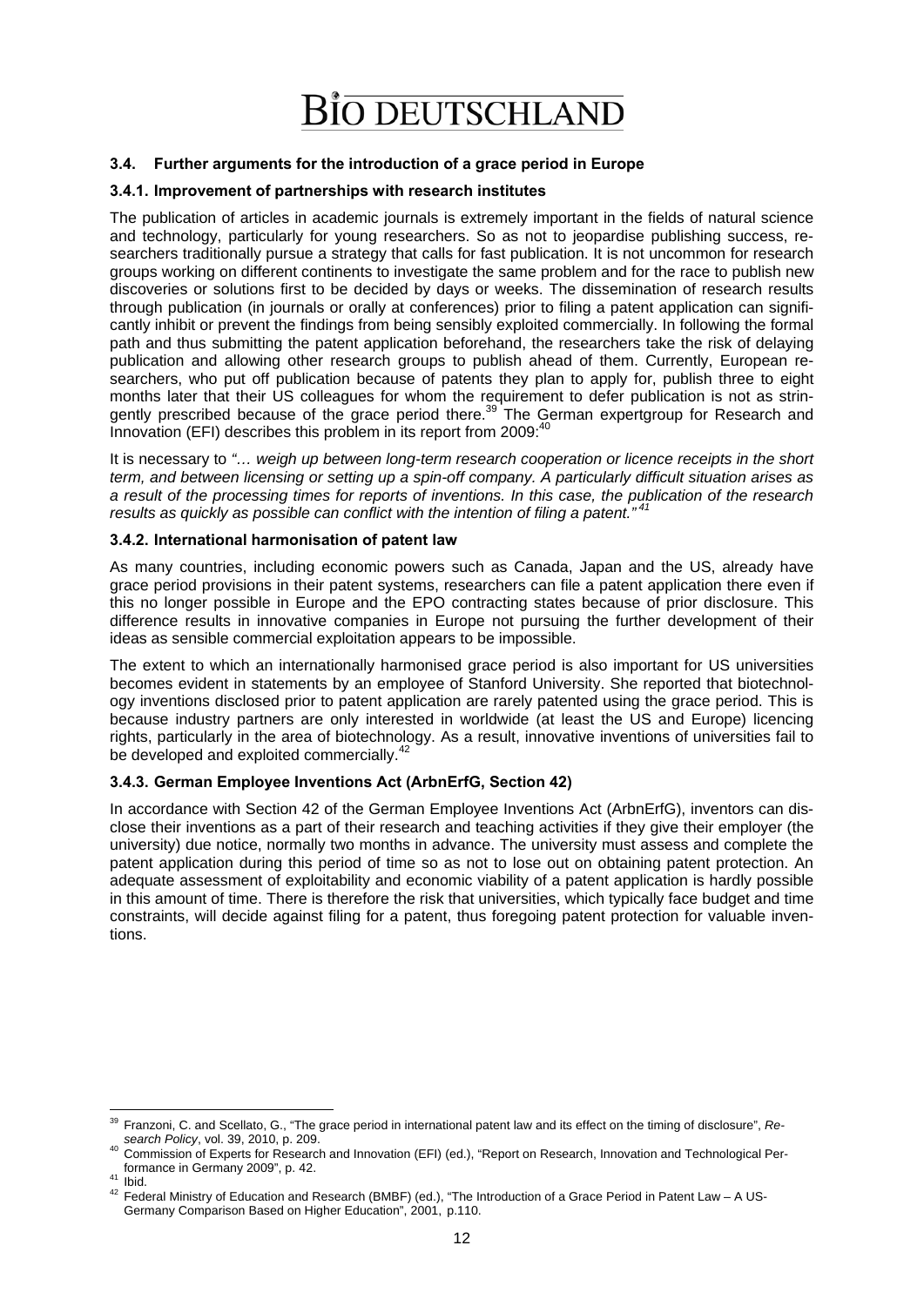### 3.4. Further arguments for the introduction of a grace period in Europe

#### 3.4.1. Improvement of partnerships with research institutes

The publication of articles in academic journals is extremely important in the fields of natural science and technology, particularly for young researchers. So as not to jeopardise publishing success, researchers traditionally pursue a strategy that calls for fast publication. It is not uncommon for research groups working on different continents to investigate the same problem and for the race to publish new discoveries or solutions first to be decided by days or weeks. The dissemination of research results through publication (in journals or orally at conferences) prior to filing a patent application can significantly inhibit or prevent the findings from being sensibly exploited commercially. In following the formal path and thus submitting the patent application beforehand, the researchers take the risk of delaying publication and allowing other research groups to publish ahead of them. Currently, European researchers, who put off publication because of patents they plan to apply for, publish three to eight months later that their US colleagues for whom the requirement to defer publication is not as stringently prescribed because of the grace period there.[39] The German expertgroup for Research and Innovation (EFI) describes this problem in its report from 2009:[40]

It is necessary to *"… weigh up between long-term research cooperation or licence receipts in the short term, and between licensing or setting up a spin-off company. A particularly difficult situation arises as a result of the processing times for reports of inventions. In this case, the publication of the research results as quickly as possible can conflict with the intention of filing a patent."*[41]

#### 3.4.2. International harmonisation of patent law

As many countries, including economic powers such as Canada, Japan and the US, already have grace period provisions in their patent systems, researchers can file a patent application there even if this no longer possible in Europe and the EPO contracting states because of prior disclosure. This difference results in innovative companies in Europe not pursuing the further development of their ideas as sensible commercial exploitation appears to be impossible.

The extent to which an internationally harmonised grace period is also important for US universities becomes evident in statements by an employee of Stanford University. She reported that biotechnology inventions disclosed prior to patent application are rarely patented using the grace period. This is because industry partners are only interested in worldwide (at least the US and Europe) licencing rights, particularly in the area of biotechnology. As a result, innovative inventions of universities fail to be developed and exploited commercially.[42]

#### 3.4.3. German Employee Inventions Act (ArbnErfG, Section 42)

In accordance with Section 42 of the German Employee Inventions Act (ArbnErfG), inventors can disclose their inventions as a part of their research and teaching activities if they give their employer (the university) due notice, normally two months in advance. The university must assess and complete the patent application during this period of time so as not to lose out on obtaining patent protection. An adequate assessment of exploitability and economic viability of a patent application is hardly possible in this amount of time. There is therefore the risk that universities, which typically face budget and time constraints, will decide against filing for a patent, thus foregoing patent protection for valuable inventions.

---

[39] Franzoni, C. and Scellato, G., "The grace period in international patent law and its effect on the timing of disclosure", *Research Policy*, vol. 39, 2010, p. 209.

[40] Commission of Experts for Research and Innovation (EFI) (ed.), "Report on Research, Innovation and Technological Performance in Germany 2009", p. 42.

[41] Ibid.

[42] Federal Ministry of Education and Research (BMBF) (ed.), "The Introduction of a Grace Period in Patent Law – A US-Germany Comparison Based on Higher Education", 2001, p.110.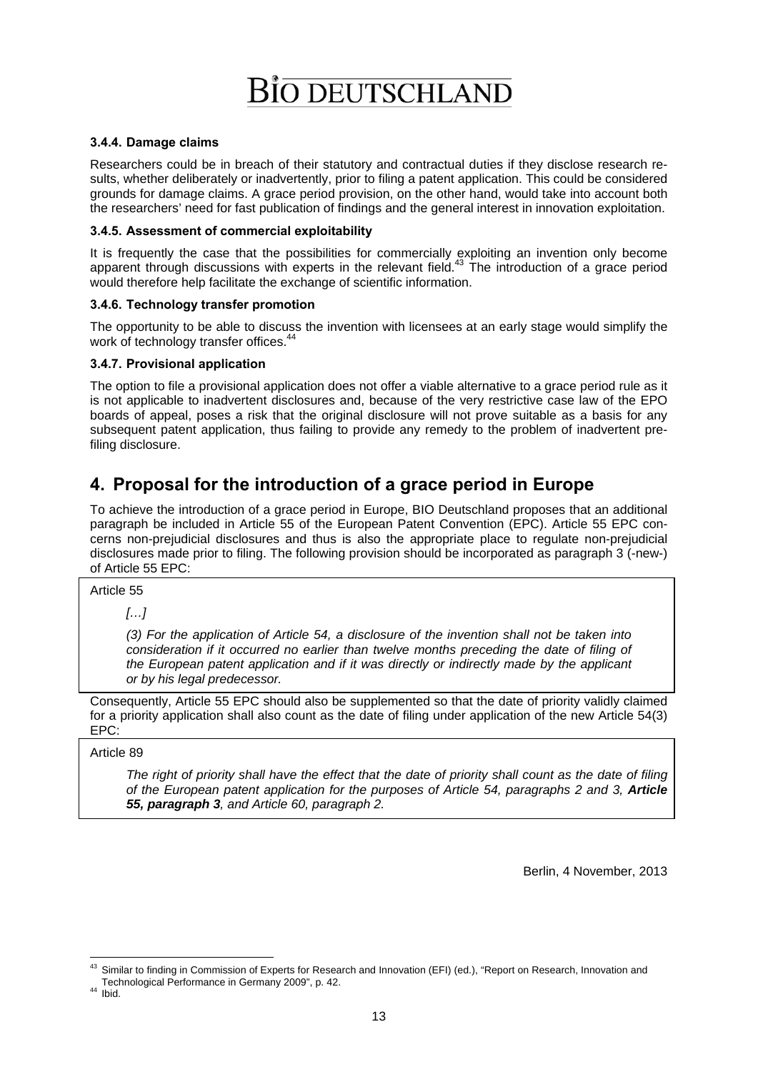#### 3.4.4. Damage claims

Researchers could be in breach of their statutory and contractual duties if they disclose research results, whether deliberately or inadvertently, prior to filing a patent application. This could be considered grounds for damage claims. A grace period provision, on the other hand, would take into account both the researchers' need for fast publication of findings and the general interest in innovation exploitation.

#### 3.4.5. Assessment of commercial exploitability

It is frequently the case that the possibilities for commercially exploiting an invention only become apparent through discussions with experts in the relevant field.[43] The introduction of a grace period would therefore help facilitate the exchange of scientific information.

#### 3.4.6. Technology transfer promotion

The opportunity to be able to discuss the invention with licensees at an early stage would simplify the work of technology transfer offices.[44]

#### 3.4.7. Provisional application

The option to file a provisional application does not offer a viable alternative to a grace period rule as it is not applicable to inadvertent disclosures and, because of the very restrictive case law of the EPO boards of appeal, poses a risk that the original disclosure will not prove suitable as a basis for any subsequent patent application, thus failing to provide any remedy to the problem of inadvertent pre-filing disclosure.

## 4. Proposal for the introduction of a grace period in Europe

To achieve the introduction of a grace period in Europe, BIO Deutschland proposes that an additional paragraph be included in Article 55 of the European Patent Convention (EPC). Article 55 EPC concerns non-prejudicial disclosures and thus is also the appropriate place to regulate non-prejudicial disclosures made prior to filing. The following provision should be incorporated as paragraph 3 (-new-) of Article 55 EPC:

> Article 55
>
> *[…]*
>
> *(3) For the application of Article 54, a disclosure of the invention shall not be taken into consideration if it occurred no earlier than twelve months preceding the date of filing of the European patent application and if it was directly or indirectly made by the applicant or by his legal predecessor.*

Consequently, Article 55 EPC should also be supplemented so that the date of priority validly claimed for a priority application shall also count as the date of filing under application of the new Article 54(3) EPC:

> Article 89
>
> *The right of priority shall have the effect that the date of priority shall count as the date of filing of the European patent application for the purposes of Article 54, paragraphs 2 and 3, **Article 55, paragraph 3**, and Article 60, paragraph 2.*

Berlin, 4 November, 2013

---

[43] Similar to finding in Commission of Experts for Research and Innovation (EFI) (ed.), "Report on Research, Innovation and Technological Performance in Germany 2009", p. 42.

[44] Ibid.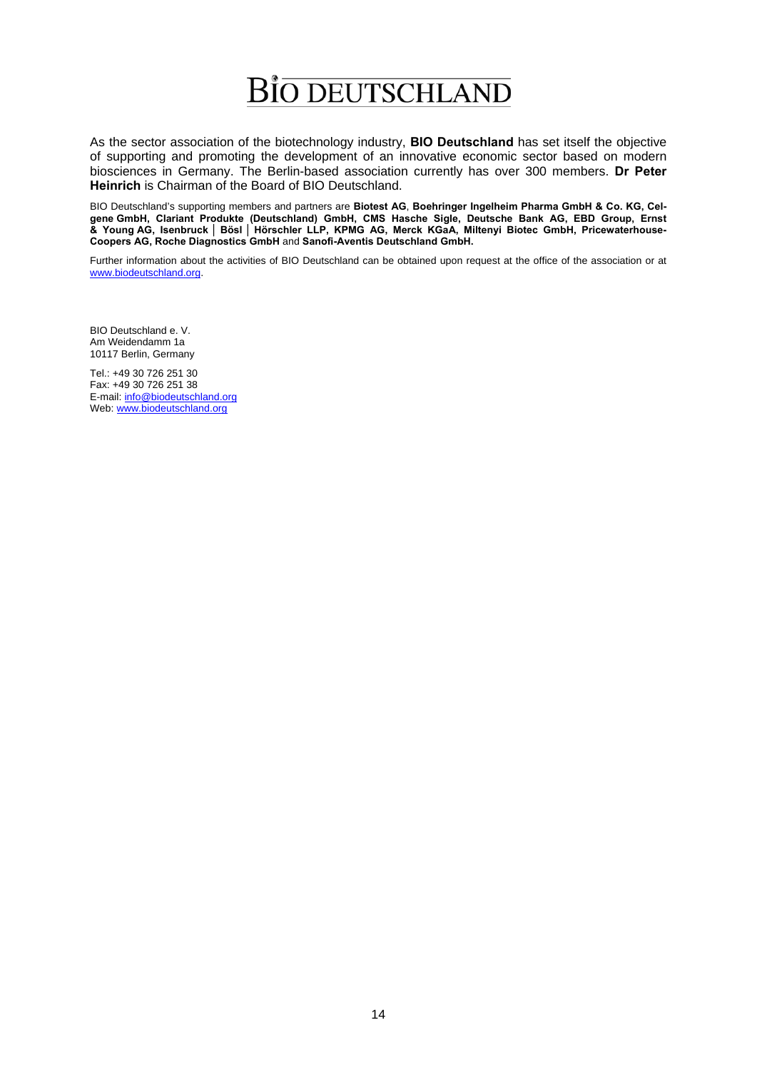# BIO DEUTSCHLAND

As the sector association of the biotechnology industry, **BIO Deutschland** has set itself the objective of supporting and promoting the development of an innovative economic sector based on modern biosciences in Germany. The Berlin-based association currently has over 300 members. **Dr Peter Heinrich** is Chairman of the Board of BIO Deutschland.

BIO Deutschland's supporting members and partners are **Biotest AG**, **Boehringer Ingelheim Pharma GmbH & Co. KG, Celgene GmbH, Clariant Produkte (Deutschland) GmbH, CMS Hasche Sigle, Deutsche Bank AG, EBD Group, Ernst & Young AG, Isenbruck │ Bösl │ Hörschler LLP, KPMG AG, Merck KGaA, Miltenyi Biotec GmbH, Pricewaterhouse-Coopers AG, Roche Diagnostics GmbH** and **Sanofi-Aventis Deutschland GmbH.**

Further information about the activities of BIO Deutschland can be obtained upon request at the office of the association or at www.biodeutschland.org.

BIO Deutschland e. V.
Am Weidendamm 1a
10117 Berlin, Germany

Tel.: +49 30 726 251 30
Fax: +49 30 726 251 38
E-mail: info@biodeutschland.org
Web: www.biodeutschland.org